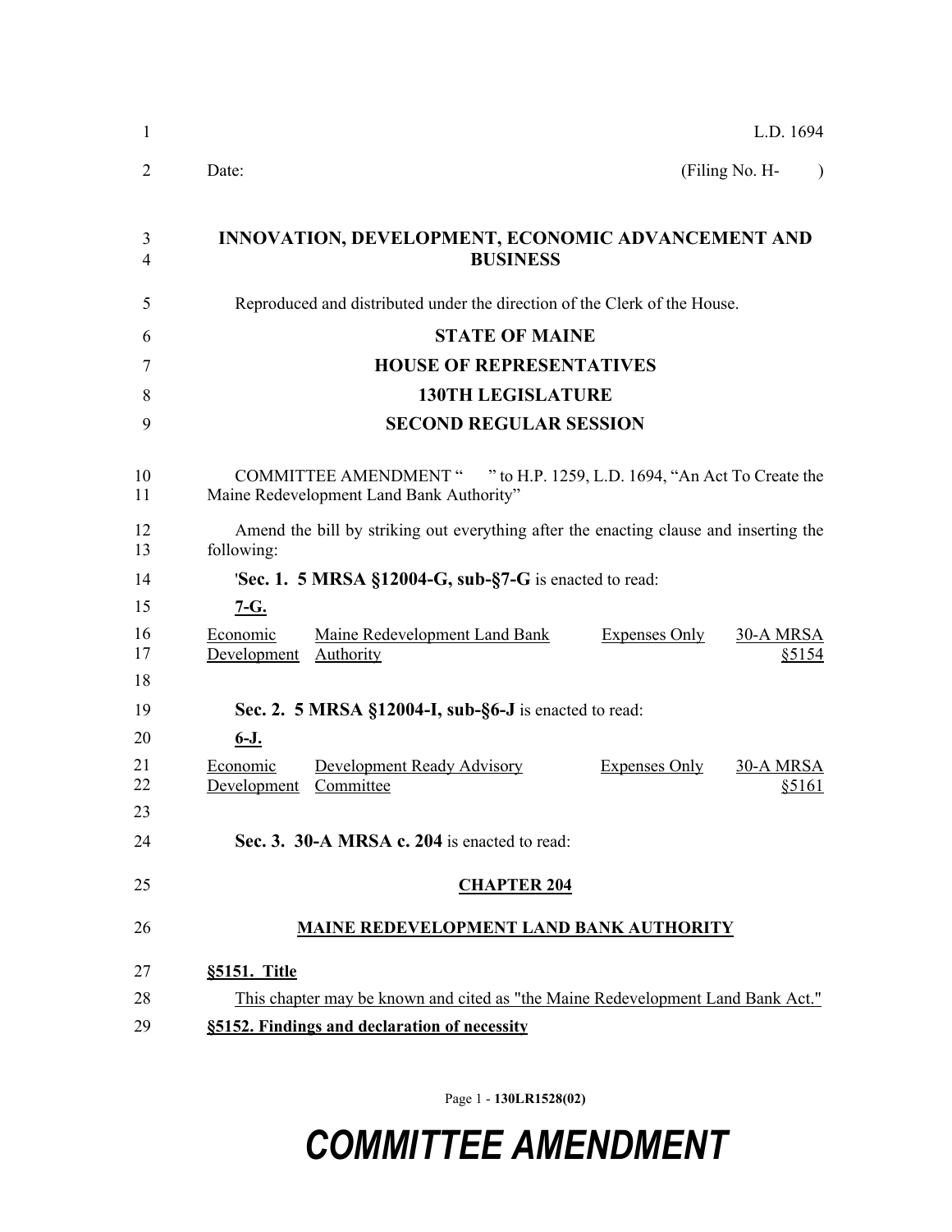L.D. 1694

Date: (Filing No. H- )

**INNOVATION, DEVELOPMENT, ECONOMIC ADVANCEMENT AND BUSINESS**

Reproduced and distributed under the direction of the Clerk of the House.

**STATE OF MAINE**

**HOUSE OF REPRESENTATIVES**

**130TH LEGISLATURE**

**SECOND REGULAR SESSION**

COMMITTEE AMENDMENT " " to H.P. 1259, L.D. 1694, "An Act To Create the Maine Redevelopment Land Bank Authority"

Amend the bill by striking out everything after the enacting clause and inserting the following:

'**Sec. 1. 5 MRSA §12004-G, sub-§7-G** is enacted to read:

**7-G.**

| Economic Development | Maine Redevelopment Land Bank Authority | Expenses Only | 30-A MRSA §5154 |
|---|---|---|---|

**Sec. 2. 5 MRSA §12004-I, sub-§6-J** is enacted to read:

**6-J.**

| Economic Development | Development Ready Advisory Committee | Expenses Only | 30-A MRSA §5161 |
|---|---|---|---|

**Sec. 3. 30-A MRSA c. 204** is enacted to read:

**CHAPTER 204**

**MAINE REDEVELOPMENT LAND BANK AUTHORITY**

**§5151. Title**

This chapter may be known and cited as "the Maine Redevelopment Land Bank Act."

**§5152. Findings and declaration of necessity**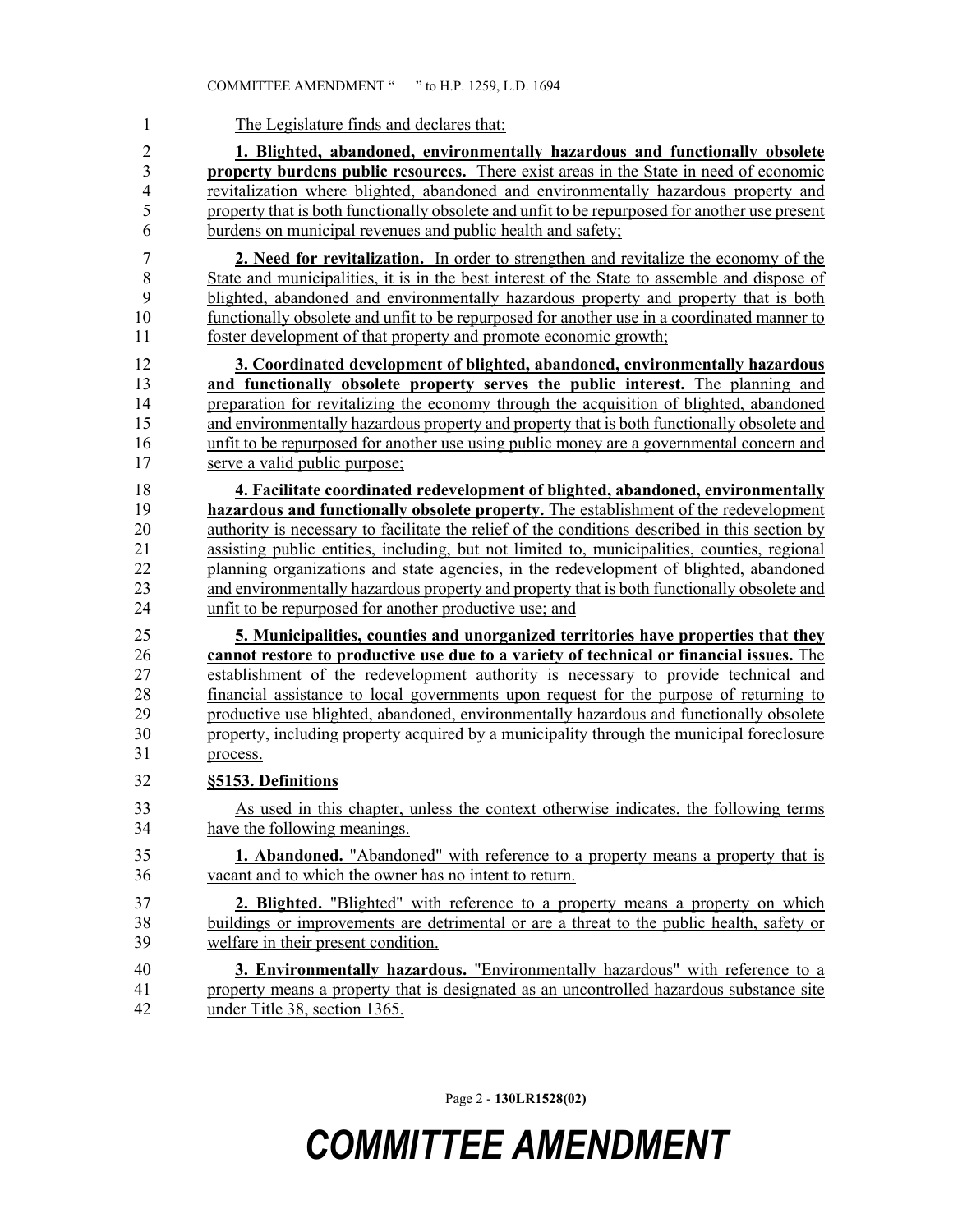The Legislature finds and declares that:

**1. Blighted, abandoned, environmentally hazardous and functionally obsolete property burdens public resources.** There exist areas in the State in need of economic revitalization where blighted, abandoned and environmentally hazardous property and property that is both functionally obsolete and unfit to be repurposed for another use present burdens on municipal revenues and public health and safety;

**2. Need for revitalization.** In order to strengthen and revitalize the economy of the State and municipalities, it is in the best interest of the State to assemble and dispose of blighted, abandoned and environmentally hazardous property and property that is both functionally obsolete and unfit to be repurposed for another use in a coordinated manner to foster development of that property and promote economic growth;

**3. Coordinated development of blighted, abandoned, environmentally hazardous and functionally obsolete property serves the public interest.** The planning and preparation for revitalizing the economy through the acquisition of blighted, abandoned and environmentally hazardous property and property that is both functionally obsolete and unfit to be repurposed for another use using public money are a governmental concern and serve a valid public purpose;

**4. Facilitate coordinated redevelopment of blighted, abandoned, environmentally hazardous and functionally obsolete property.** The establishment of the redevelopment authority is necessary to facilitate the relief of the conditions described in this section by assisting public entities, including, but not limited to, municipalities, counties, regional planning organizations and state agencies, in the redevelopment of blighted, abandoned and environmentally hazardous property and property that is both functionally obsolete and unfit to be repurposed for another productive use; and

**5. Municipalities, counties and unorganized territories have properties that they cannot restore to productive use due to a variety of technical or financial issues.** The establishment of the redevelopment authority is necessary to provide technical and financial assistance to local governments upon request for the purpose of returning to productive use blighted, abandoned, environmentally hazardous and functionally obsolete property, including property acquired by a municipality through the municipal foreclosure process.

**§5153. Definitions**

As used in this chapter, unless the context otherwise indicates, the following terms have the following meanings.

**1. Abandoned.** "Abandoned" with reference to a property means a property that is vacant and to which the owner has no intent to return.

**2. Blighted.** "Blighted" with reference to a property means a property on which buildings or improvements are detrimental or are a threat to the public health, safety or welfare in their present condition.

**3. Environmentally hazardous.** "Environmentally hazardous" with reference to a property means a property that is designated as an uncontrolled hazardous substance site under Title 38, section 1365.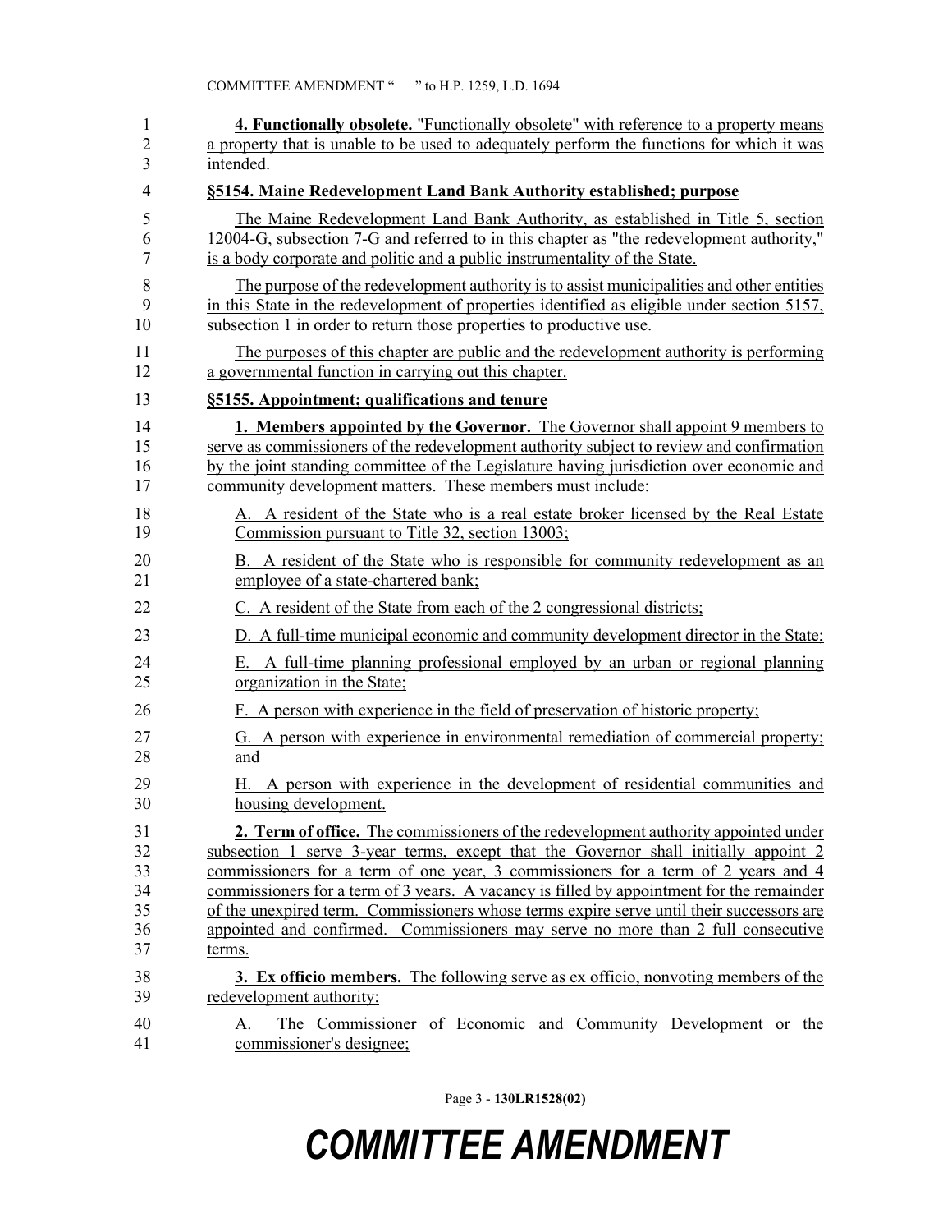**4. Functionally obsolete.** "Functionally obsolete" with reference to a property means a property that is unable to be used to adequately perform the functions for which it was intended.

**§5154. Maine Redevelopment Land Bank Authority established; purpose**

The Maine Redevelopment Land Bank Authority, as established in Title 5, section 12004-G, subsection 7-G and referred to in this chapter as "the redevelopment authority," is a body corporate and politic and a public instrumentality of the State.

The purpose of the redevelopment authority is to assist municipalities and other entities in this State in the redevelopment of properties identified as eligible under section 5157, subsection 1 in order to return those properties to productive use.

The purposes of this chapter are public and the redevelopment authority is performing a governmental function in carrying out this chapter.

**§5155. Appointment; qualifications and tenure**

**1. Members appointed by the Governor.** The Governor shall appoint 9 members to serve as commissioners of the redevelopment authority subject to review and confirmation by the joint standing committee of the Legislature having jurisdiction over economic and community development matters. These members must include:

A. A resident of the State who is a real estate broker licensed by the Real Estate Commission pursuant to Title 32, section 13003;

B. A resident of the State who is responsible for community redevelopment as an employee of a state-chartered bank;

C. A resident of the State from each of the 2 congressional districts;

D. A full-time municipal economic and community development director in the State;

E. A full-time planning professional employed by an urban or regional planning organization in the State;

F. A person with experience in the field of preservation of historic property;

G. A person with experience in environmental remediation of commercial property; and

H. A person with experience in the development of residential communities and housing development.

**2. Term of office.** The commissioners of the redevelopment authority appointed under subsection 1 serve 3-year terms, except that the Governor shall initially appoint 2 commissioners for a term of one year, 3 commissioners for a term of 2 years and 4 commissioners for a term of 3 years. A vacancy is filled by appointment for the remainder of the unexpired term. Commissioners whose terms expire serve until their successors are appointed and confirmed. Commissioners may serve no more than 2 full consecutive terms.

**3. Ex officio members.** The following serve as ex officio, nonvoting members of the redevelopment authority:

A. The Commissioner of Economic and Community Development or the commissioner's designee;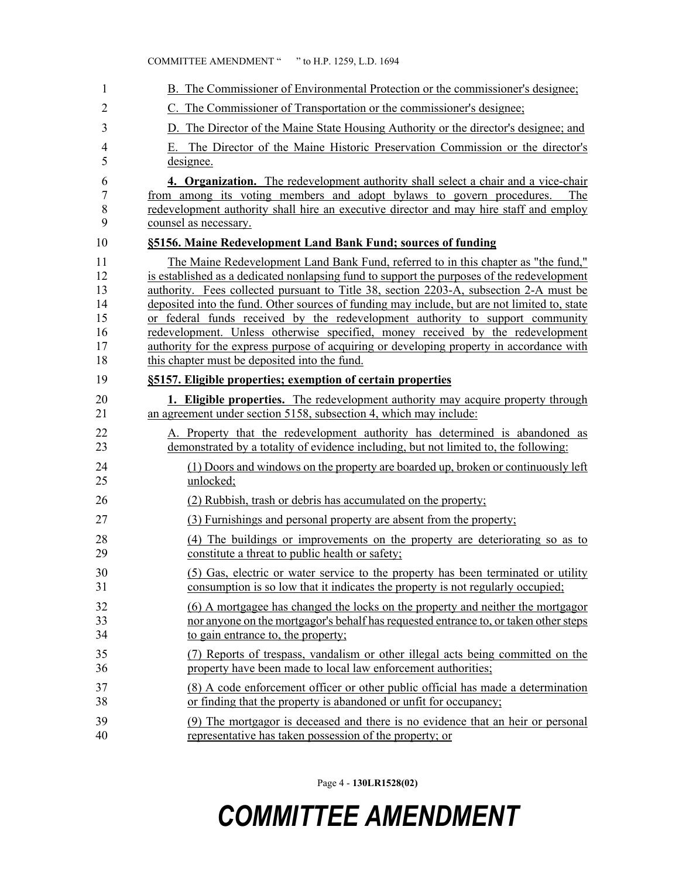B. The Commissioner of Environmental Protection or the commissioner's designee;

C. The Commissioner of Transportation or the commissioner's designee;

D. The Director of the Maine State Housing Authority or the director's designee; and

E. The Director of the Maine Historic Preservation Commission or the director's designee.

**4. Organization.** The redevelopment authority shall select a chair and a vice-chair from among its voting members and adopt bylaws to govern procedures. The redevelopment authority shall hire an executive director and may hire staff and employ counsel as necessary.

**§5156. Maine Redevelopment Land Bank Fund; sources of funding**

The Maine Redevelopment Land Bank Fund, referred to in this chapter as "the fund," is established as a dedicated nonlapsing fund to support the purposes of the redevelopment authority. Fees collected pursuant to Title 38, section 2203-A, subsection 2-A must be deposited into the fund. Other sources of funding may include, but are not limited to, state or federal funds received by the redevelopment authority to support community redevelopment. Unless otherwise specified, money received by the redevelopment authority for the express purpose of acquiring or developing property in accordance with this chapter must be deposited into the fund.

**§5157. Eligible properties; exemption of certain properties**

**1. Eligible properties.** The redevelopment authority may acquire property through an agreement under section 5158, subsection 4, which may include:

A. Property that the redevelopment authority has determined is abandoned as demonstrated by a totality of evidence including, but not limited to, the following:

(1) Doors and windows on the property are boarded up, broken or continuously left unlocked;

(2) Rubbish, trash or debris has accumulated on the property;

(3) Furnishings and personal property are absent from the property;

(4) The buildings or improvements on the property are deteriorating so as to constitute a threat to public health or safety;

(5) Gas, electric or water service to the property has been terminated or utility consumption is so low that it indicates the property is not regularly occupied;

(6) A mortgagee has changed the locks on the property and neither the mortgagor nor anyone on the mortgagor's behalf has requested entrance to, or taken other steps to gain entrance to, the property;

(7) Reports of trespass, vandalism or other illegal acts being committed on the property have been made to local law enforcement authorities;

(8) A code enforcement officer or other public official has made a determination or finding that the property is abandoned or unfit for occupancy;

(9) The mortgagor is deceased and there is no evidence that an heir or personal representative has taken possession of the property; or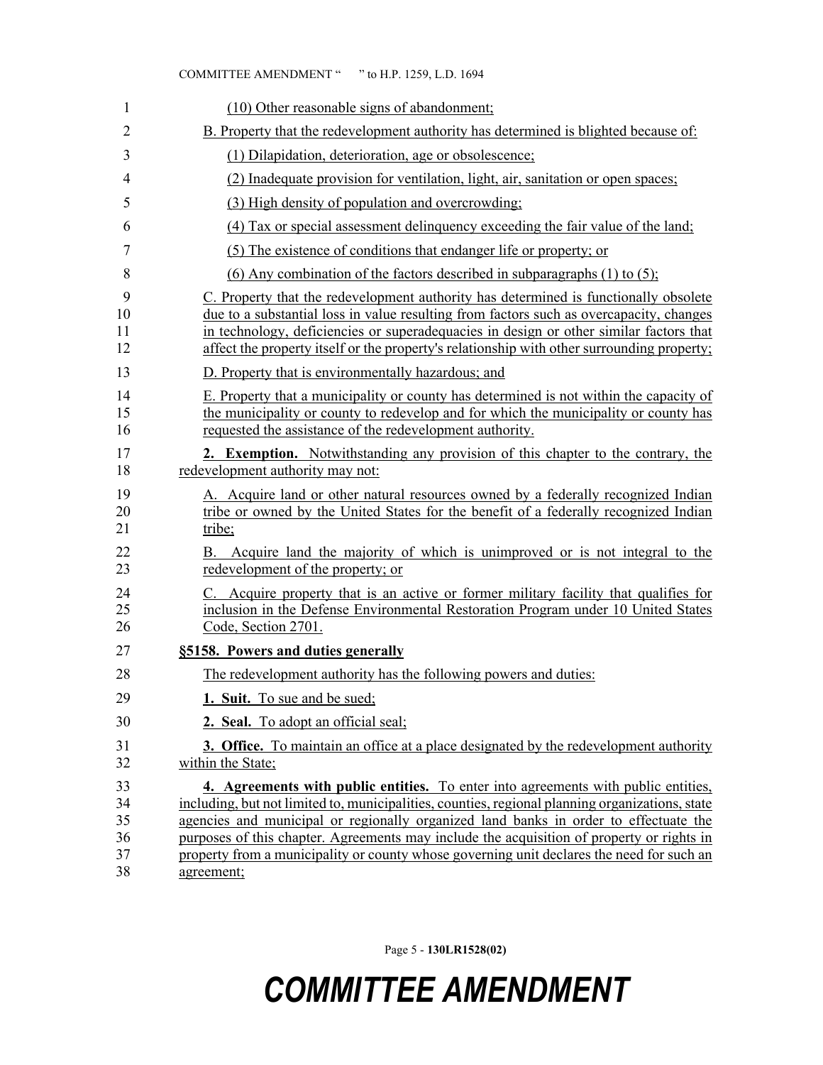(10) Other reasonable signs of abandonment;

B. Property that the redevelopment authority has determined is blighted because of:

(1) Dilapidation, deterioration, age or obsolescence;

(2) Inadequate provision for ventilation, light, air, sanitation or open spaces;

(3) High density of population and overcrowding;

(4) Tax or special assessment delinquency exceeding the fair value of the land;

(5) The existence of conditions that endanger life or property; or

(6) Any combination of the factors described in subparagraphs (1) to (5);

C. Property that the redevelopment authority has determined is functionally obsolete due to a substantial loss in value resulting from factors such as overcapacity, changes in technology, deficiencies or superadequacies in design or other similar factors that affect the property itself or the property's relationship with other surrounding property;

D. Property that is environmentally hazardous; and

E. Property that a municipality or county has determined is not within the capacity of the municipality or county to redevelop and for which the municipality or county has requested the assistance of the redevelopment authority.

**2. Exemption.** Notwithstanding any provision of this chapter to the contrary, the redevelopment authority may not:

A. Acquire land or other natural resources owned by a federally recognized Indian tribe or owned by the United States for the benefit of a federally recognized Indian tribe;

B. Acquire land the majority of which is unimproved or is not integral to the redevelopment of the property; or

C. Acquire property that is an active or former military facility that qualifies for inclusion in the Defense Environmental Restoration Program under 10 United States Code, Section 2701.

**§5158. Powers and duties generally**

The redevelopment authority has the following powers and duties:

**1. Suit.** To sue and be sued;

**2. Seal.** To adopt an official seal;

**3. Office.** To maintain an office at a place designated by the redevelopment authority within the State;

**4. Agreements with public entities.** To enter into agreements with public entities, including, but not limited to, municipalities, counties, regional planning organizations, state agencies and municipal or regionally organized land banks in order to effectuate the purposes of this chapter. Agreements may include the acquisition of property or rights in property from a municipality or county whose governing unit declares the need for such an agreement;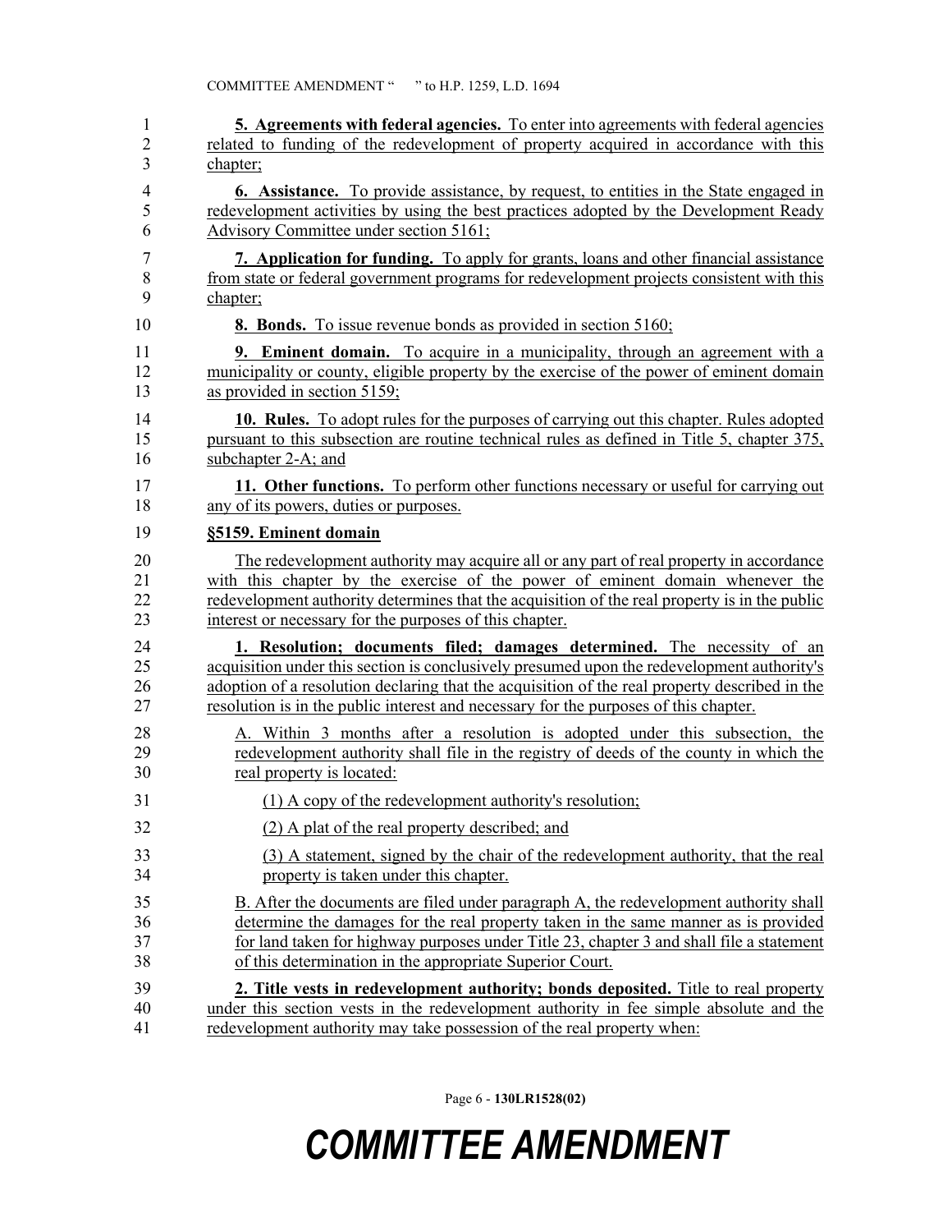**5. Agreements with federal agencies.** To enter into agreements with federal agencies related to funding of the redevelopment of property acquired in accordance with this chapter;

**6. Assistance.** To provide assistance, by request, to entities in the State engaged in redevelopment activities by using the best practices adopted by the Development Ready Advisory Committee under section 5161;

**7. Application for funding.** To apply for grants, loans and other financial assistance from state or federal government programs for redevelopment projects consistent with this chapter;

**8. Bonds.** To issue revenue bonds as provided in section 5160;

**9. Eminent domain.** To acquire in a municipality, through an agreement with a municipality or county, eligible property by the exercise of the power of eminent domain as provided in section 5159;

**10. Rules.** To adopt rules for the purposes of carrying out this chapter. Rules adopted pursuant to this subsection are routine technical rules as defined in Title 5, chapter 375, subchapter 2-A; and

**11. Other functions.** To perform other functions necessary or useful for carrying out any of its powers, duties or purposes.

**§5159. Eminent domain**

The redevelopment authority may acquire all or any part of real property in accordance with this chapter by the exercise of the power of eminent domain whenever the redevelopment authority determines that the acquisition of the real property is in the public interest or necessary for the purposes of this chapter.

**1. Resolution; documents filed; damages determined.** The necessity of an acquisition under this section is conclusively presumed upon the redevelopment authority's adoption of a resolution declaring that the acquisition of the real property described in the resolution is in the public interest and necessary for the purposes of this chapter.

A. Within 3 months after a resolution is adopted under this subsection, the redevelopment authority shall file in the registry of deeds of the county in which the real property is located:

(1) A copy of the redevelopment authority's resolution;

(2) A plat of the real property described; and

(3) A statement, signed by the chair of the redevelopment authority, that the real property is taken under this chapter.

B. After the documents are filed under paragraph A, the redevelopment authority shall determine the damages for the real property taken in the same manner as is provided for land taken for highway purposes under Title 23, chapter 3 and shall file a statement of this determination in the appropriate Superior Court.

**2. Title vests in redevelopment authority; bonds deposited.** Title to real property under this section vests in the redevelopment authority in fee simple absolute and the redevelopment authority may take possession of the real property when: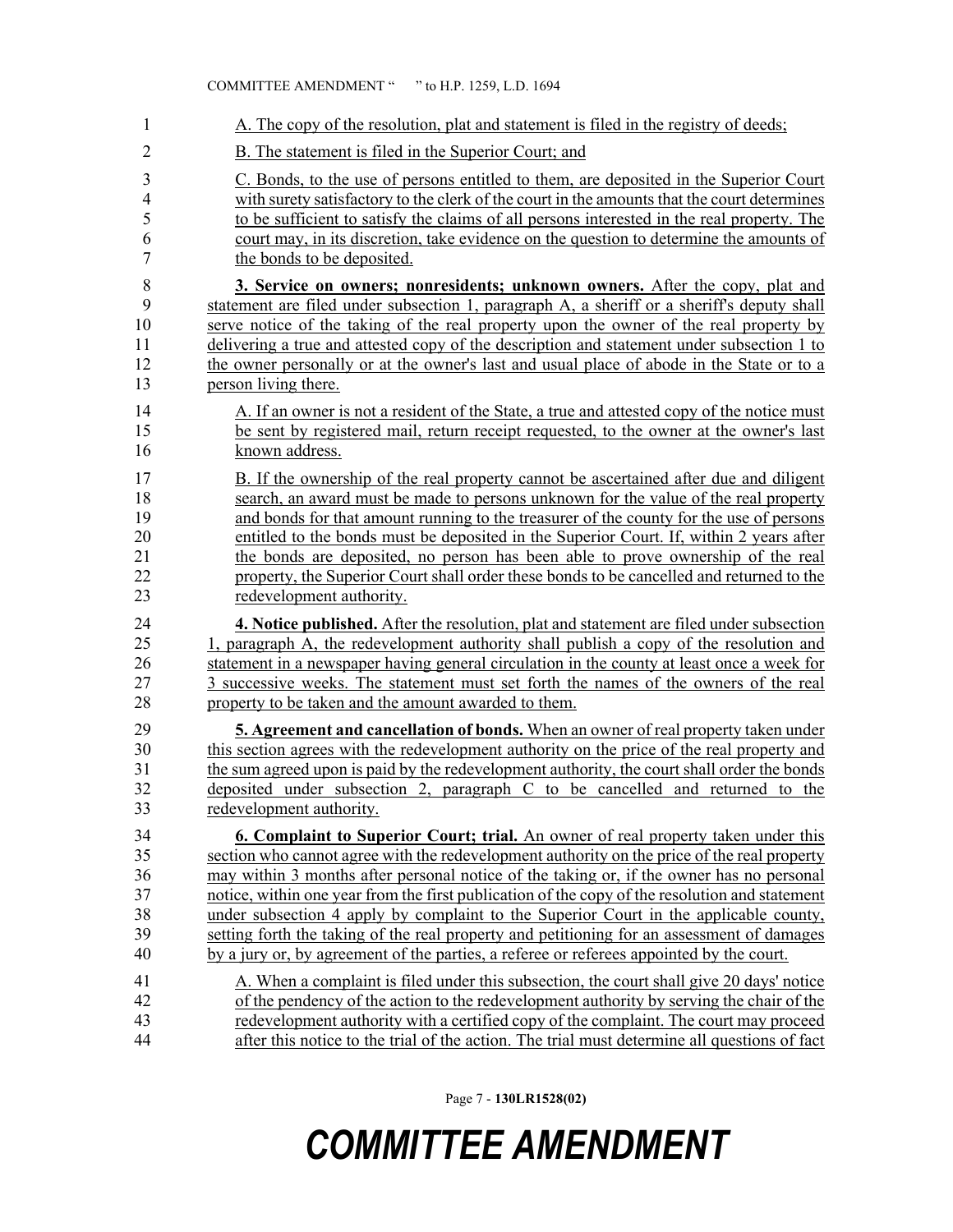A. The copy of the resolution, plat and statement is filed in the registry of deeds;

B. The statement is filed in the Superior Court; and

C. Bonds, to the use of persons entitled to them, are deposited in the Superior Court with surety satisfactory to the clerk of the court in the amounts that the court determines to be sufficient to satisfy the claims of all persons interested in the real property. The court may, in its discretion, take evidence on the question to determine the amounts of the bonds to be deposited.

**3. Service on owners; nonresidents; unknown owners.** After the copy, plat and statement are filed under subsection 1, paragraph A, a sheriff or a sheriff's deputy shall serve notice of the taking of the real property upon the owner of the real property by delivering a true and attested copy of the description and statement under subsection 1 to the owner personally or at the owner's last and usual place of abode in the State or to a person living there.

A. If an owner is not a resident of the State, a true and attested copy of the notice must be sent by registered mail, return receipt requested, to the owner at the owner's last known address.

B. If the ownership of the real property cannot be ascertained after due and diligent search, an award must be made to persons unknown for the value of the real property and bonds for that amount running to the treasurer of the county for the use of persons entitled to the bonds must be deposited in the Superior Court. If, within 2 years after the bonds are deposited, no person has been able to prove ownership of the real property, the Superior Court shall order these bonds to be cancelled and returned to the redevelopment authority.

**4. Notice published.** After the resolution, plat and statement are filed under subsection 1, paragraph A, the redevelopment authority shall publish a copy of the resolution and statement in a newspaper having general circulation in the county at least once a week for 3 successive weeks. The statement must set forth the names of the owners of the real property to be taken and the amount awarded to them.

**5. Agreement and cancellation of bonds.** When an owner of real property taken under this section agrees with the redevelopment authority on the price of the real property and the sum agreed upon is paid by the redevelopment authority, the court shall order the bonds deposited under subsection 2, paragraph C to be cancelled and returned to the redevelopment authority.

**6. Complaint to Superior Court; trial.** An owner of real property taken under this section who cannot agree with the redevelopment authority on the price of the real property may within 3 months after personal notice of the taking or, if the owner has no personal notice, within one year from the first publication of the copy of the resolution and statement under subsection 4 apply by complaint to the Superior Court in the applicable county, setting forth the taking of the real property and petitioning for an assessment of damages by a jury or, by agreement of the parties, a referee or referees appointed by the court.

A. When a complaint is filed under this subsection, the court shall give 20 days' notice of the pendency of the action to the redevelopment authority by serving the chair of the redevelopment authority with a certified copy of the complaint. The court may proceed after this notice to the trial of the action. The trial must determine all questions of fact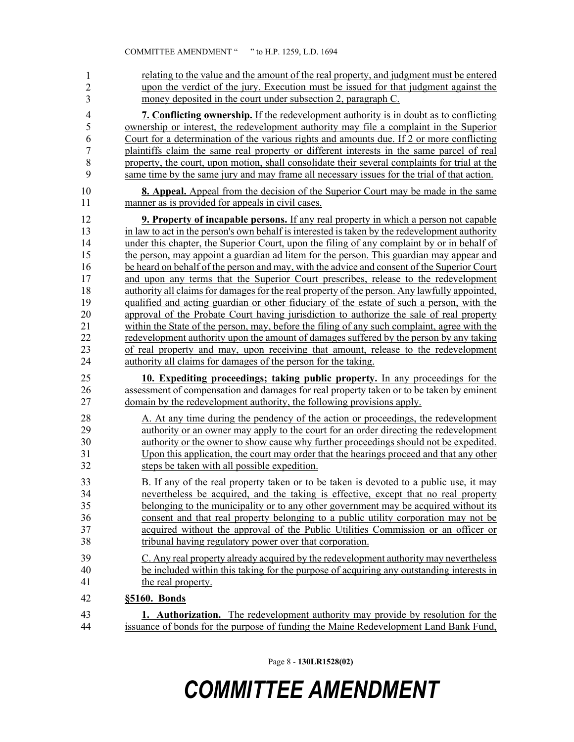relating to the value and the amount of the real property, and judgment must be entered upon the verdict of the jury. Execution must be issued for that judgment against the money deposited in the court under subsection 2, paragraph C.

**7. Conflicting ownership.** If the redevelopment authority is in doubt as to conflicting ownership or interest, the redevelopment authority may file a complaint in the Superior Court for a determination of the various rights and amounts due. If 2 or more conflicting plaintiffs claim the same real property or different interests in the same parcel of real property, the court, upon motion, shall consolidate their several complaints for trial at the same time by the same jury and may frame all necessary issues for the trial of that action.

**8. Appeal.** Appeal from the decision of the Superior Court may be made in the same manner as is provided for appeals in civil cases.

**9. Property of incapable persons.** If any real property in which a person not capable in law to act in the person's own behalf is interested is taken by the redevelopment authority under this chapter, the Superior Court, upon the filing of any complaint by or in behalf of the person, may appoint a guardian ad litem for the person. This guardian may appear and be heard on behalf of the person and may, with the advice and consent of the Superior Court and upon any terms that the Superior Court prescribes, release to the redevelopment authority all claims for damages for the real property of the person. Any lawfully appointed, qualified and acting guardian or other fiduciary of the estate of such a person, with the approval of the Probate Court having jurisdiction to authorize the sale of real property within the State of the person, may, before the filing of any such complaint, agree with the redevelopment authority upon the amount of damages suffered by the person by any taking of real property and may, upon receiving that amount, release to the redevelopment authority all claims for damages of the person for the taking.

**10. Expediting proceedings; taking public property.** In any proceedings for the assessment of compensation and damages for real property taken or to be taken by eminent domain by the redevelopment authority, the following provisions apply.

A. At any time during the pendency of the action or proceedings, the redevelopment authority or an owner may apply to the court for an order directing the redevelopment authority or the owner to show cause why further proceedings should not be expedited. Upon this application, the court may order that the hearings proceed and that any other steps be taken with all possible expedition.

B. If any of the real property taken or to be taken is devoted to a public use, it may nevertheless be acquired, and the taking is effective, except that no real property belonging to the municipality or to any other government may be acquired without its consent and that real property belonging to a public utility corporation may not be acquired without the approval of the Public Utilities Commission or an officer or tribunal having regulatory power over that corporation.

C. Any real property already acquired by the redevelopment authority may nevertheless be included within this taking for the purpose of acquiring any outstanding interests in the real property.

**§5160. Bonds**

**1. Authorization.** The redevelopment authority may provide by resolution for the issuance of bonds for the purpose of funding the Maine Redevelopment Land Bank Fund,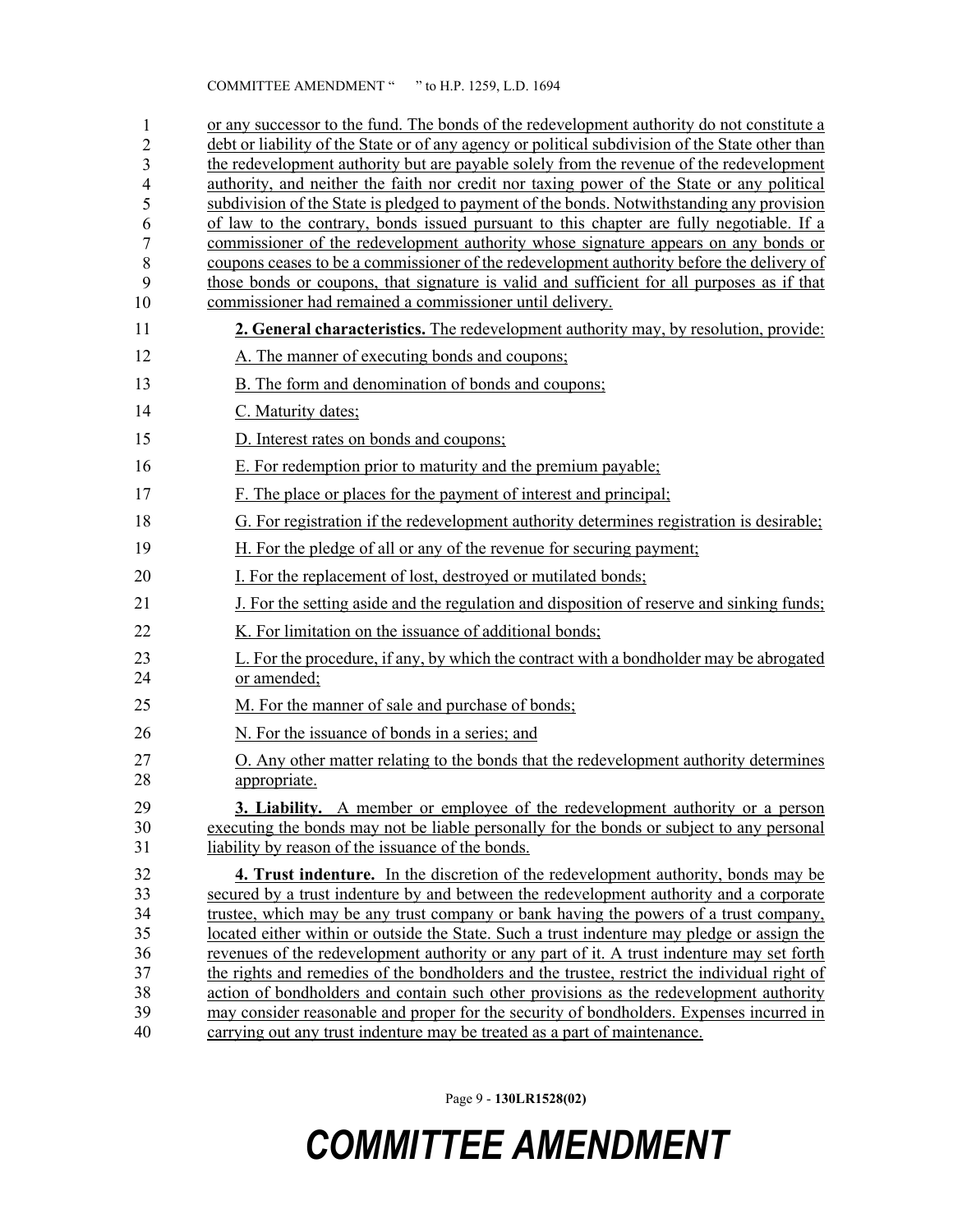or any successor to the fund. The bonds of the redevelopment authority do not constitute a debt or liability of the State or of any agency or political subdivision of the State other than the redevelopment authority but are payable solely from the revenue of the redevelopment authority, and neither the faith nor credit nor taxing power of the State or any political subdivision of the State is pledged to payment of the bonds. Notwithstanding any provision of law to the contrary, bonds issued pursuant to this chapter are fully negotiable. If a commissioner of the redevelopment authority whose signature appears on any bonds or coupons ceases to be a commissioner of the redevelopment authority before the delivery of those bonds or coupons, that signature is valid and sufficient for all purposes as if that commissioner had remained a commissioner until delivery.

**2. General characteristics.** The redevelopment authority may, by resolution, provide:

A. The manner of executing bonds and coupons;

B. The form and denomination of bonds and coupons;

C. Maturity dates;

D. Interest rates on bonds and coupons;

E. For redemption prior to maturity and the premium payable;

F. The place or places for the payment of interest and principal;

G. For registration if the redevelopment authority determines registration is desirable;

H. For the pledge of all or any of the revenue for securing payment;

I. For the replacement of lost, destroyed or mutilated bonds;

J. For the setting aside and the regulation and disposition of reserve and sinking funds;

K. For limitation on the issuance of additional bonds;

L. For the procedure, if any, by which the contract with a bondholder may be abrogated or amended;

M. For the manner of sale and purchase of bonds;

N. For the issuance of bonds in a series; and

O. Any other matter relating to the bonds that the redevelopment authority determines appropriate.

**3. Liability.** A member or employee of the redevelopment authority or a person executing the bonds may not be liable personally for the bonds or subject to any personal liability by reason of the issuance of the bonds.

**4. Trust indenture.** In the discretion of the redevelopment authority, bonds may be secured by a trust indenture by and between the redevelopment authority and a corporate trustee, which may be any trust company or bank having the powers of a trust company, located either within or outside the State. Such a trust indenture may pledge or assign the revenues of the redevelopment authority or any part of it. A trust indenture may set forth the rights and remedies of the bondholders and the trustee, restrict the individual right of action of bondholders and contain such other provisions as the redevelopment authority may consider reasonable and proper for the security of bondholders. Expenses incurred in carrying out any trust indenture may be treated as a part of maintenance.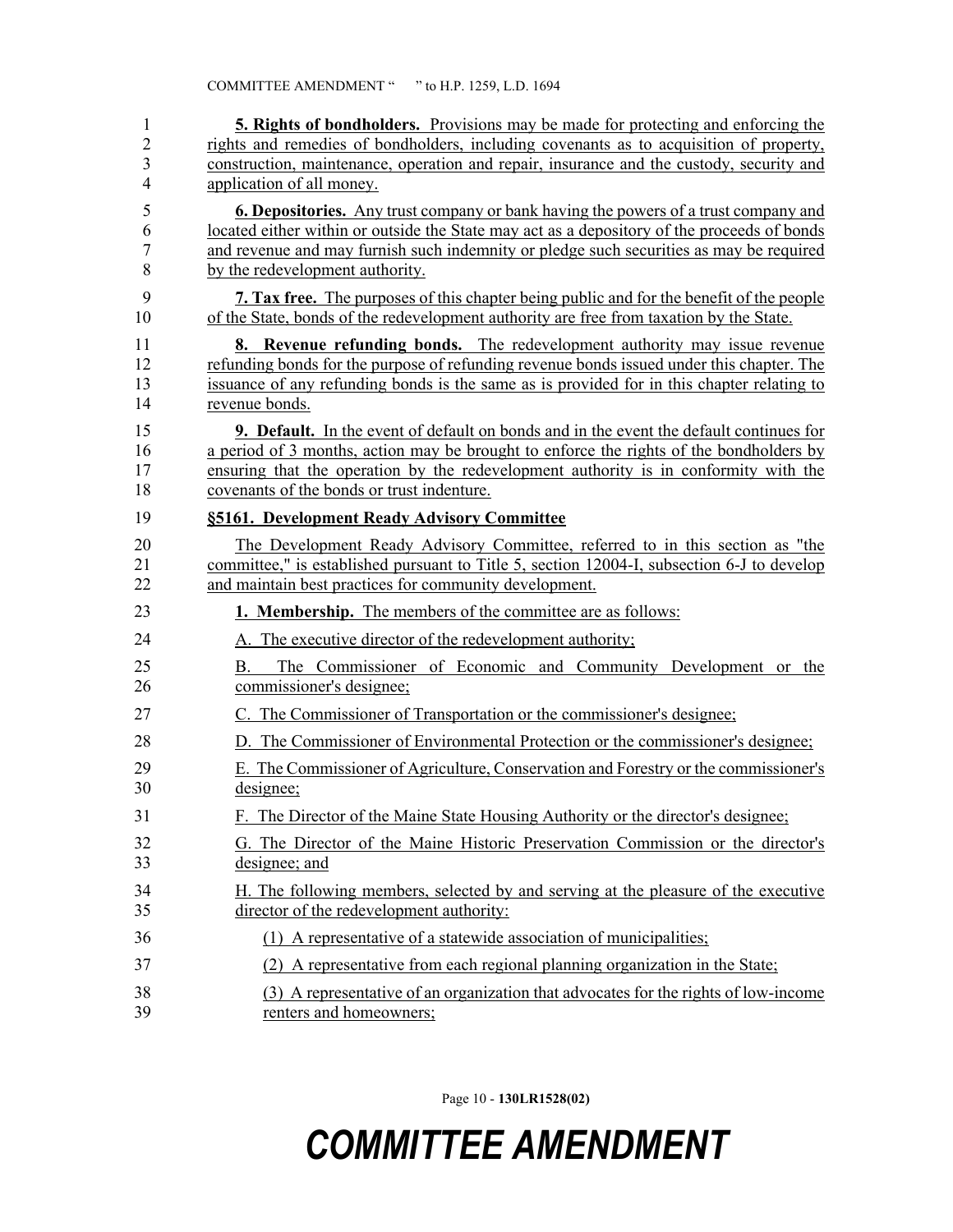**5. Rights of bondholders.** Provisions may be made for protecting and enforcing the rights and remedies of bondholders, including covenants as to acquisition of property, construction, maintenance, operation and repair, insurance and the custody, security and application of all money.

**6. Depositories.** Any trust company or bank having the powers of a trust company and located either within or outside the State may act as a depository of the proceeds of bonds and revenue and may furnish such indemnity or pledge such securities as may be required by the redevelopment authority.

**7. Tax free.** The purposes of this chapter being public and for the benefit of the people of the State, bonds of the redevelopment authority are free from taxation by the State.

**8. Revenue refunding bonds.** The redevelopment authority may issue revenue refunding bonds for the purpose of refunding revenue bonds issued under this chapter. The issuance of any refunding bonds is the same as is provided for in this chapter relating to revenue bonds.

**9. Default.** In the event of default on bonds and in the event the default continues for a period of 3 months, action may be brought to enforce the rights of the bondholders by ensuring that the operation by the redevelopment authority is in conformity with the covenants of the bonds or trust indenture.

**§5161. Development Ready Advisory Committee**

The Development Ready Advisory Committee, referred to in this section as "the committee," is established pursuant to Title 5, section 12004-I, subsection 6-J to develop and maintain best practices for community development.

**1. Membership.** The members of the committee are as follows:

A. The executive director of the redevelopment authority;

B. The Commissioner of Economic and Community Development or the commissioner's designee;

C. The Commissioner of Transportation or the commissioner's designee;

D. The Commissioner of Environmental Protection or the commissioner's designee;

E. The Commissioner of Agriculture, Conservation and Forestry or the commissioner's designee;

F. The Director of the Maine State Housing Authority or the director's designee;

G. The Director of the Maine Historic Preservation Commission or the director's designee; and

H. The following members, selected by and serving at the pleasure of the executive director of the redevelopment authority:

(1) A representative of a statewide association of municipalities;

(2) A representative from each regional planning organization in the State;

(3) A representative of an organization that advocates for the rights of low-income renters and homeowners;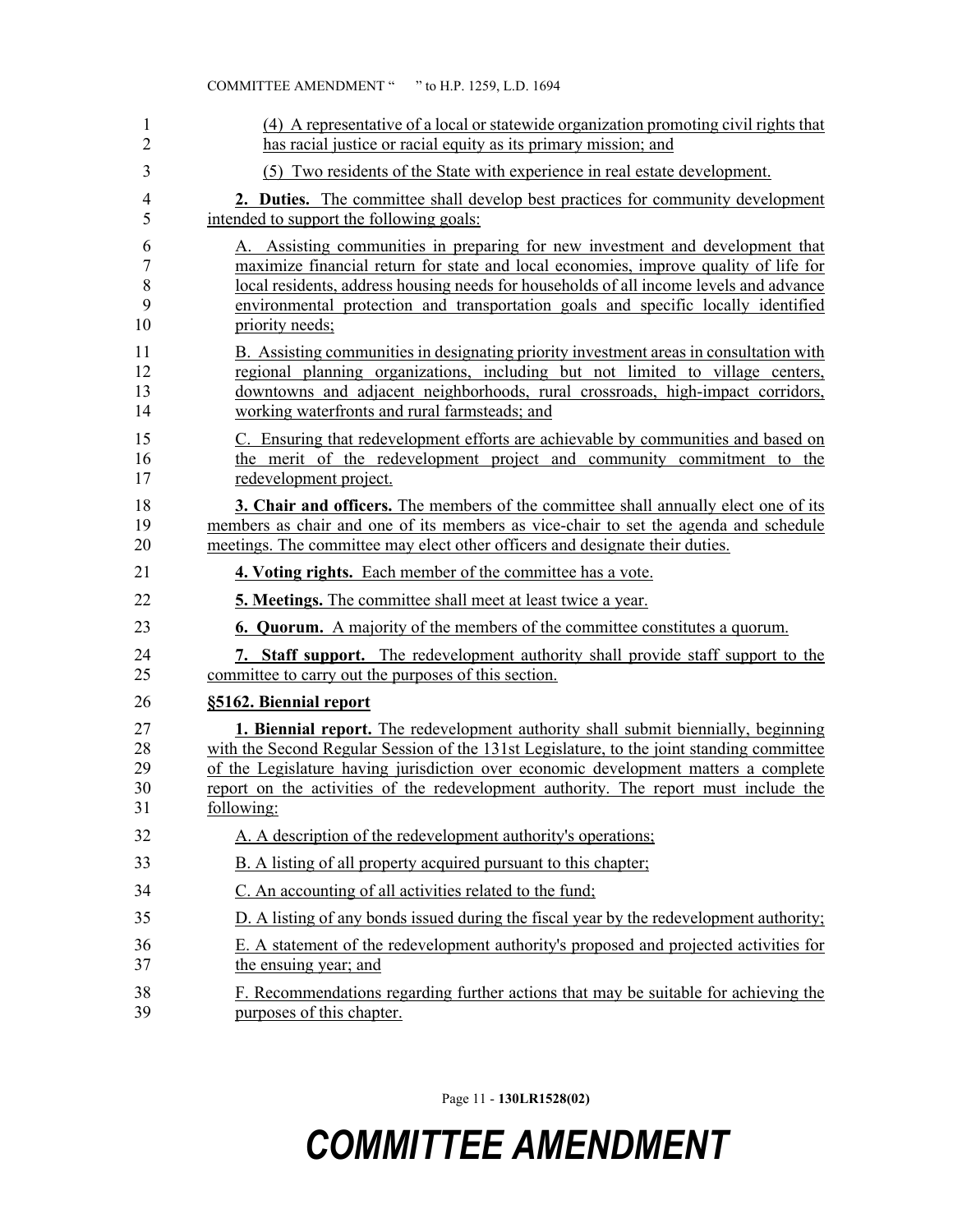(4) A representative of a local or statewide organization promoting civil rights that has racial justice or racial equity as its primary mission; and

(5) Two residents of the State with experience in real estate development.

**2. Duties.** The committee shall develop best practices for community development intended to support the following goals:

A. Assisting communities in preparing for new investment and development that maximize financial return for state and local economies, improve quality of life for local residents, address housing needs for households of all income levels and advance environmental protection and transportation goals and specific locally identified priority needs;

B. Assisting communities in designating priority investment areas in consultation with regional planning organizations, including but not limited to village centers, downtowns and adjacent neighborhoods, rural crossroads, high-impact corridors, working waterfronts and rural farmsteads; and

C. Ensuring that redevelopment efforts are achievable by communities and based on the merit of the redevelopment project and community commitment to the redevelopment project.

**3. Chair and officers.** The members of the committee shall annually elect one of its members as chair and one of its members as vice-chair to set the agenda and schedule meetings. The committee may elect other officers and designate their duties.

**4. Voting rights.** Each member of the committee has a vote.

**5. Meetings.** The committee shall meet at least twice a year.

**6. Quorum.** A majority of the members of the committee constitutes a quorum.

**7. Staff support.** The redevelopment authority shall provide staff support to the committee to carry out the purposes of this section.

**§5162. Biennial report**

**1. Biennial report.** The redevelopment authority shall submit biennially, beginning with the Second Regular Session of the 131st Legislature, to the joint standing committee of the Legislature having jurisdiction over economic development matters a complete report on the activities of the redevelopment authority. The report must include the following:

A. A description of the redevelopment authority's operations;

B. A listing of all property acquired pursuant to this chapter;

C. An accounting of all activities related to the fund;

D. A listing of any bonds issued during the fiscal year by the redevelopment authority;

E. A statement of the redevelopment authority's proposed and projected activities for the ensuing year; and

F. Recommendations regarding further actions that may be suitable for achieving the purposes of this chapter.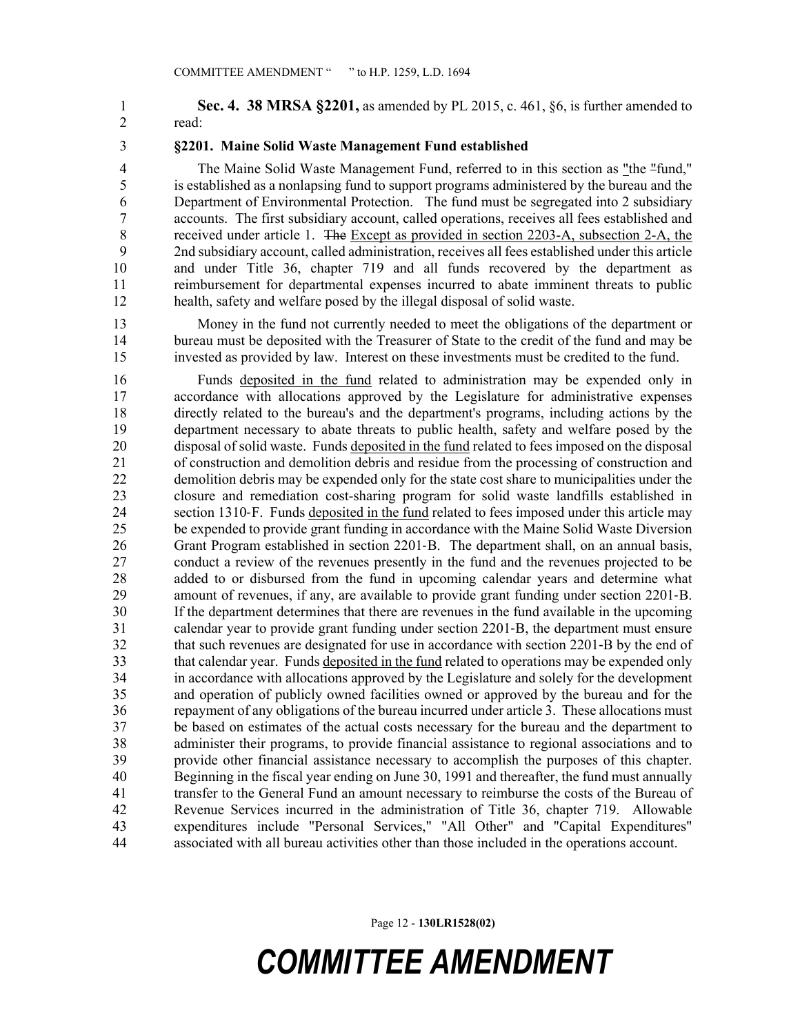**Sec. 4. 38 MRSA §2201,** as amended by PL 2015, c. 461, §6, is further amended to read:

**§2201. Maine Solid Waste Management Fund established**

The Maine Solid Waste Management Fund, referred to in this section as "the "fund," is established as a nonlapsing fund to support programs administered by the bureau and the Department of Environmental Protection. The fund must be segregated into 2 subsidiary accounts. The first subsidiary account, called operations, receives all fees established and received under article 1. ~~The~~ Except as provided in section 2203-A, subsection 2-A, the 2nd subsidiary account, called administration, receives all fees established under this article and under Title 36, chapter 719 and all funds recovered by the department as reimbursement for departmental expenses incurred to abate imminent threats to public health, safety and welfare posed by the illegal disposal of solid waste.

Money in the fund not currently needed to meet the obligations of the department or bureau must be deposited with the Treasurer of State to the credit of the fund and may be invested as provided by law. Interest on these investments must be credited to the fund.

Funds deposited in the fund related to administration may be expended only in accordance with allocations approved by the Legislature for administrative expenses directly related to the bureau's and the department's programs, including actions by the department necessary to abate threats to public health, safety and welfare posed by the disposal of solid waste. Funds deposited in the fund related to fees imposed on the disposal of construction and demolition debris and residue from the processing of construction and demolition debris may be expended only for the state cost share to municipalities under the closure and remediation cost-sharing program for solid waste landfills established in section 1310-F. Funds deposited in the fund related to fees imposed under this article may be expended to provide grant funding in accordance with the Maine Solid Waste Diversion Grant Program established in section 2201-B. The department shall, on an annual basis, conduct a review of the revenues presently in the fund and the revenues projected to be added to or disbursed from the fund in upcoming calendar years and determine what amount of revenues, if any, are available to provide grant funding under section 2201-B. If the department determines that there are revenues in the fund available in the upcoming calendar year to provide grant funding under section 2201-B, the department must ensure that such revenues are designated for use in accordance with section 2201-B by the end of that calendar year. Funds deposited in the fund related to operations may be expended only in accordance with allocations approved by the Legislature and solely for the development and operation of publicly owned facilities owned or approved by the bureau and for the repayment of any obligations of the bureau incurred under article 3. These allocations must be based on estimates of the actual costs necessary for the bureau and the department to administer their programs, to provide financial assistance to regional associations and to provide other financial assistance necessary to accomplish the purposes of this chapter. Beginning in the fiscal year ending on June 30, 1991 and thereafter, the fund must annually transfer to the General Fund an amount necessary to reimburse the costs of the Bureau of Revenue Services incurred in the administration of Title 36, chapter 719. Allowable expenditures include "Personal Services," "All Other" and "Capital Expenditures" associated with all bureau activities other than those included in the operations account.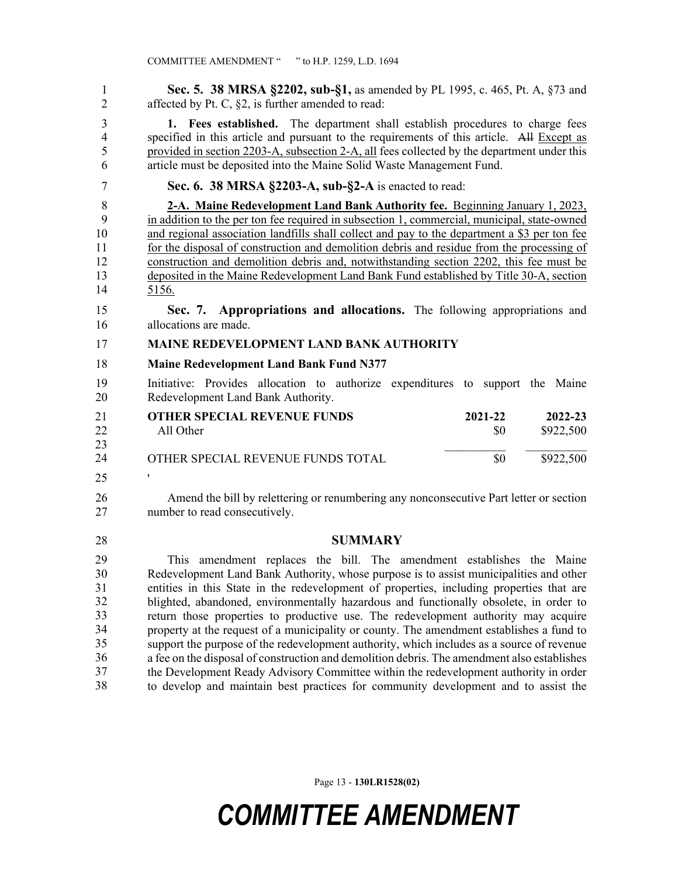**Sec. 5. 38 MRSA §2202, sub-§1,** as amended by PL 1995, c. 465, Pt. A, §73 and affected by Pt. C, §2, is further amended to read:

**1. Fees established.** The department shall establish procedures to charge fees specified in this article and pursuant to the requirements of this article. ~~All~~ Except as provided in section 2203-A, subsection 2-A, all fees collected by the department under this article must be deposited into the Maine Solid Waste Management Fund.

**Sec. 6. 38 MRSA §2203-A, sub-§2-A** is enacted to read:

**2-A. Maine Redevelopment Land Bank Authority fee.** Beginning January 1, 2023, in addition to the per ton fee required in subsection 1, commercial, municipal, state-owned and regional association landfills shall collect and pay to the department a $3 per ton fee for the disposal of construction and demolition debris and residue from the processing of construction and demolition debris and, notwithstanding section 2202, this fee must be deposited in the Maine Redevelopment Land Bank Fund established by Title 30-A, section 5156.

**Sec. 7. Appropriations and allocations.** The following appropriations and allocations are made.

**MAINE REDEVELOPMENT LAND BANK AUTHORITY**

**Maine Redevelopment Land Bank Fund N377**

Initiative: Provides allocation to authorize expenditures to support the Maine Redevelopment Land Bank Authority.

| **OTHER SPECIAL REVENUE FUNDS** | **2021-22** | **2022-23** |
|---|---|---|
| All Other | $0 | $922,500 |
| OTHER SPECIAL REVENUE FUNDS TOTAL | $0 | $922,500 |

'

Amend the bill by relettering or renumbering any nonconsecutive Part letter or section number to read consecutively.

## SUMMARY

This amendment replaces the bill. The amendment establishes the Maine Redevelopment Land Bank Authority, whose purpose is to assist municipalities and other entities in this State in the redevelopment of properties, including properties that are blighted, abandoned, environmentally hazardous and functionally obsolete, in order to return those properties to productive use. The redevelopment authority may acquire property at the request of a municipality or county. The amendment establishes a fund to support the purpose of the redevelopment authority, which includes as a source of revenue a fee on the disposal of construction and demolition debris. The amendment also establishes the Development Ready Advisory Committee within the redevelopment authority in order to develop and maintain best practices for community development and to assist the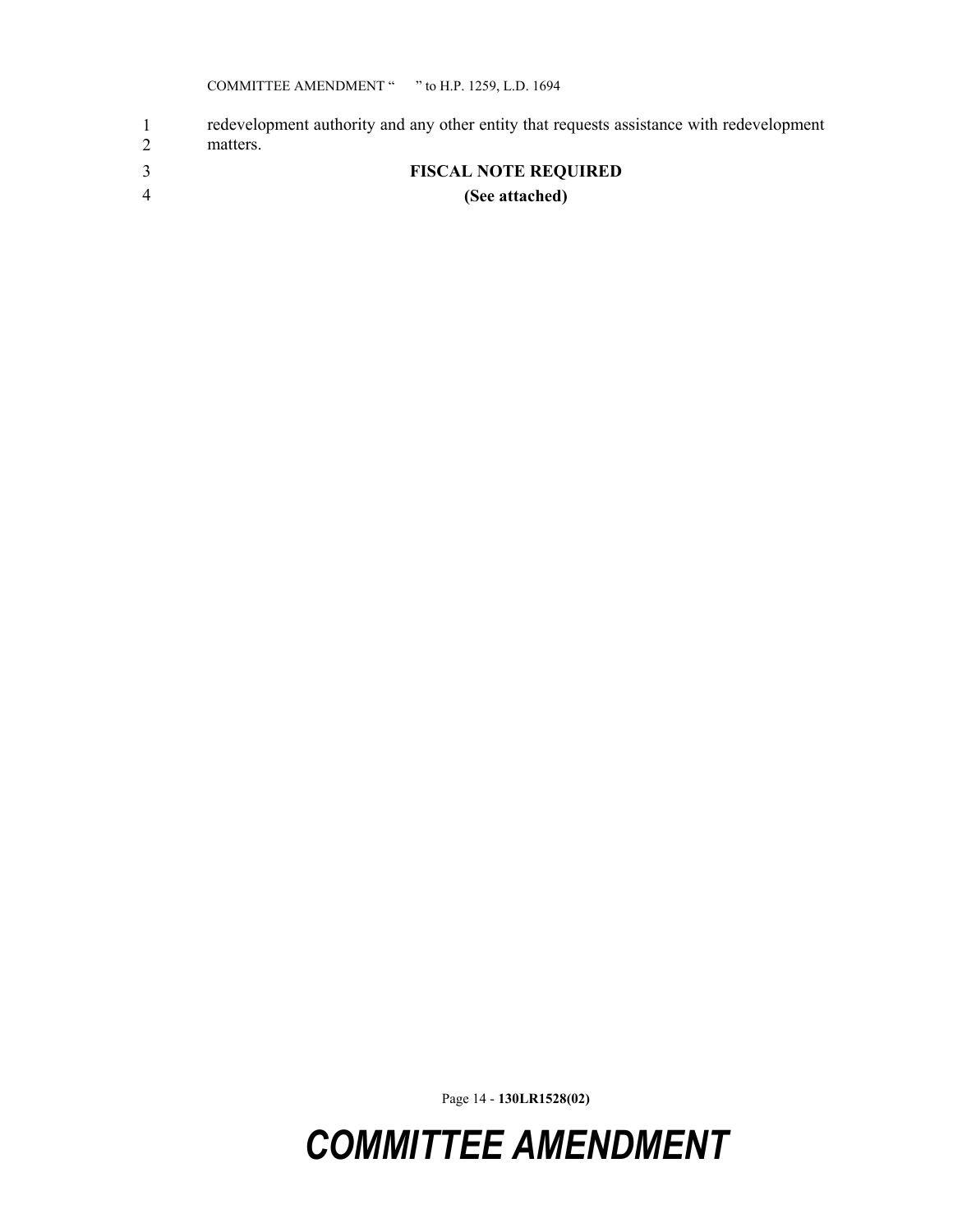redevelopment authority and any other entity that requests assistance with redevelopment matters.

**FISCAL NOTE REQUIRED**

**(See attached)**